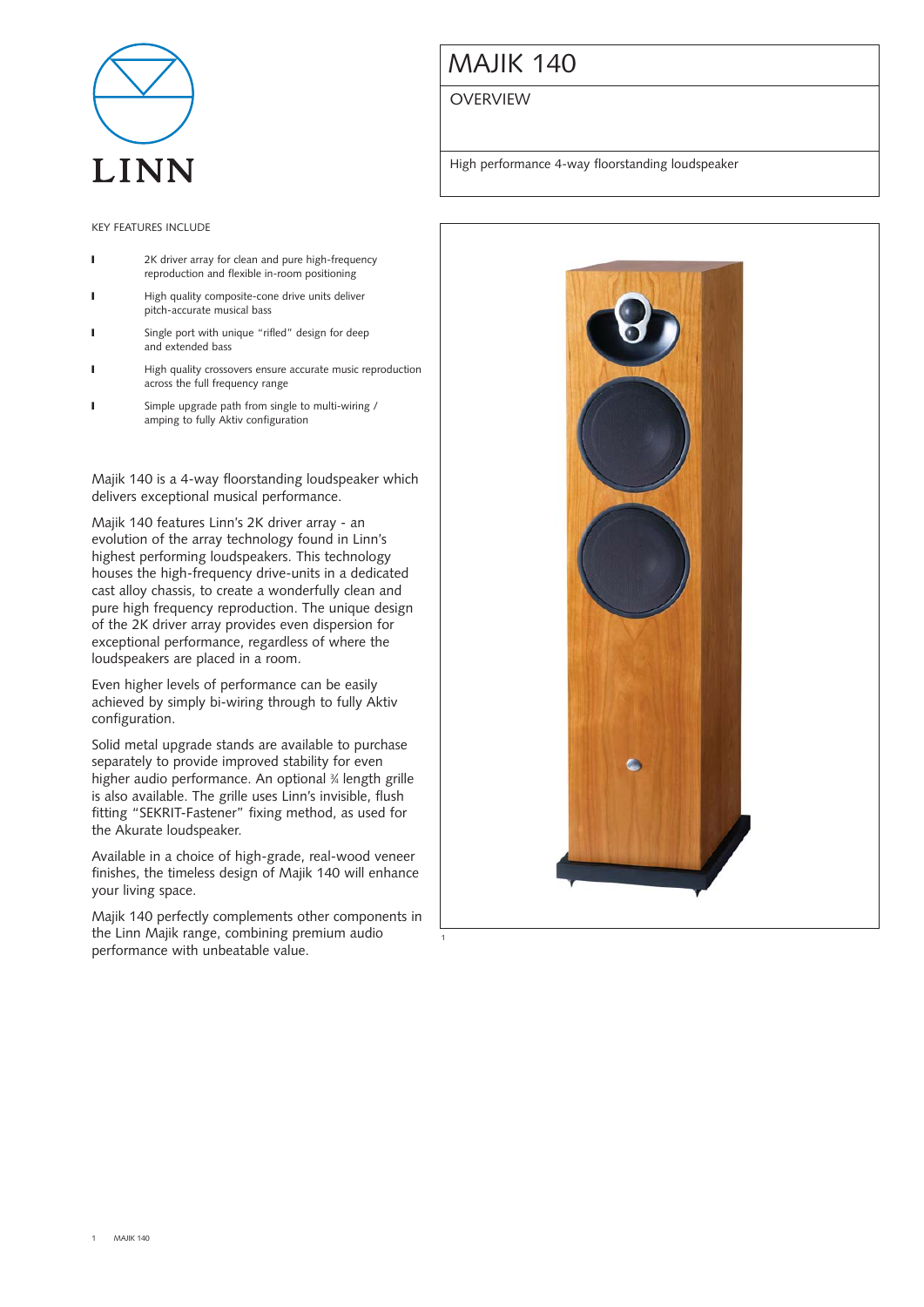LINN

# MAJIK 140

## OVERVIEW

High performance 4-way floorstanding loudspeaker

KEY FEATURES INCLUDE

- 2K driver array for clean and pure high-frequency reproduction and flexible in-room positioning
- High quality composite-cone drive units deliver pitch-accurate musical bass
- Single port with unique "rifled" design for deep and extended bass
- High quality crossovers ensure accurate music reproduction across the full frequency range
- Simple upgrade path from single to multi-wiring / amping to fully Aktiv configuration

Majik 140 is a 4-way floorstanding loudspeaker which delivers exceptional musical performance.

Majik 140 features Linn's 2K driver array - an evolution of the array technology found in Linn's highest performing loudspeakers. This technology houses the high-frequency drive-units in a dedicated cast alloy chassis, to create a wonderfully clean and pure high frequency reproduction. The unique design of the 2K driver array provides even dispersion for exceptional performance, regardless of where the loudspeakers are placed in a room.

Even higher levels of performance can be easily achieved by simply bi-wiring through to fully Aktiv configuration.

Solid metal upgrade stands are available to purchase separately to provide improved stability for even higher audio performance. An optional ¾ length grille is also available. The grille uses Linn's invisible, flush fitting "SEKRIT-Fastener" fixing method, as used for the Akurate loudspeaker.

Available in a choice of high-grade, real-wood veneer finishes, the timeless design of Majik 140 will enhance your living space.

Majik 140 perfectly complements other components in the Linn Majik range, combining premium audio performance with unbeatable value.

1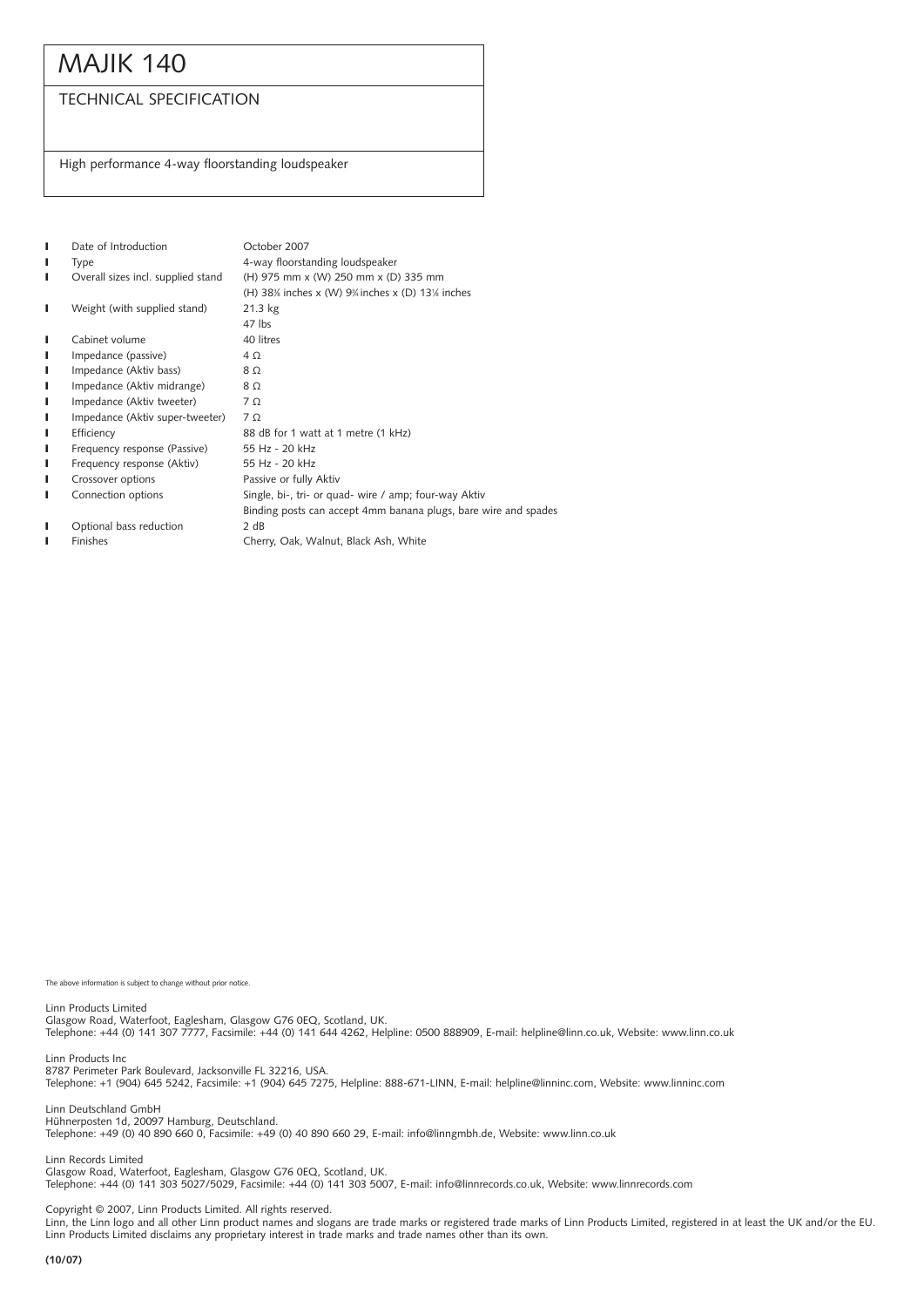# MAJIK 140

## TECHNICAL SPECIFICATION

High performance 4-way floorstanding loudspeaker

| | |
|---|---|
| Date of Introduction | October 2007 |
| Type | 4-way floorstanding loudspeaker |
| Overall sizes incl. supplied stand | (H) 975 mm x (W) 250 mm x (D) 335 mm<br>(H) 38⅜ inches x (W) 9¾ inches x (D) 13⅛ inches |
| Weight (with supplied stand) | 21.3 kg<br>47 lbs |
| Cabinet volume | 40 litres |
| Impedance (passive) | 4 Ω |
| Impedance (Aktiv bass) | 8 Ω |
| Impedance (Aktiv midrange) | 8 Ω |
| Impedance (Aktiv tweeter) | 7 Ω |
| Impedance (Aktiv super-tweeter) | 7 Ω |
| Efficiency | 88 dB for 1 watt at 1 metre (1 kHz) |
| Frequency response (Passive) | 55 Hz - 20 kHz |
| Frequency response (Aktiv) | 55 Hz - 20 kHz |
| Crossover options | Passive or fully Aktiv |
| Connection options | Single, bi-, tri- or quad- wire / amp; four-way Aktiv<br>Binding posts can accept 4mm banana plugs, bare wire and spades |
| Optional bass reduction | 2 dB |
| Finishes | Cherry, Oak, Walnut, Black Ash, White |

The above information is subject to change without prior notice.

Linn Products Limited
Glasgow Road, Waterfoot, Eaglesham, Glasgow G76 0EQ, Scotland, UK.
Telephone: +44 (0) 141 307 7777, Facsimile: +44 (0) 141 644 4262, Helpline: 0500 888909, E-mail: helpline@linn.co.uk, Website: www.linn.co.uk

Linn Products Inc
8787 Perimeter Park Boulevard, Jacksonville FL 32216, USA.
Telephone: +1 (904) 645 5242, Facsimile: +1 (904) 645 7275, Helpline: 888-671-LINN, E-mail: helpline@linninc.com, Website: www.linninc.com

Linn Deutschland GmbH
Hühnerposten 1d, 20097 Hamburg, Deutschland.
Telephone: +49 (0) 40 890 660 0, Facsimile: +49 (0) 40 890 660 29, E-mail: info@linngmbh.de, Website: www.linn.co.uk

Linn Records Limited
Glasgow Road, Waterfoot, Eaglesham, Glasgow G76 0EQ, Scotland, UK.
Telephone: +44 (0) 141 303 5027/5029, Facsimile: +44 (0) 141 303 5007, E-mail: info@linnrecords.co.uk, Website: www.linnrecords.com

Copyright © 2007, Linn Products Limited. All rights reserved.
Linn, the Linn logo and all other Linn product names and slogans are trade marks or registered trade marks of Linn Products Limited, registered in at least the UK and/or the EU.
Linn Products Limited disclaims any proprietary interest in trade marks and trade names other than its own.

**(10/07)**